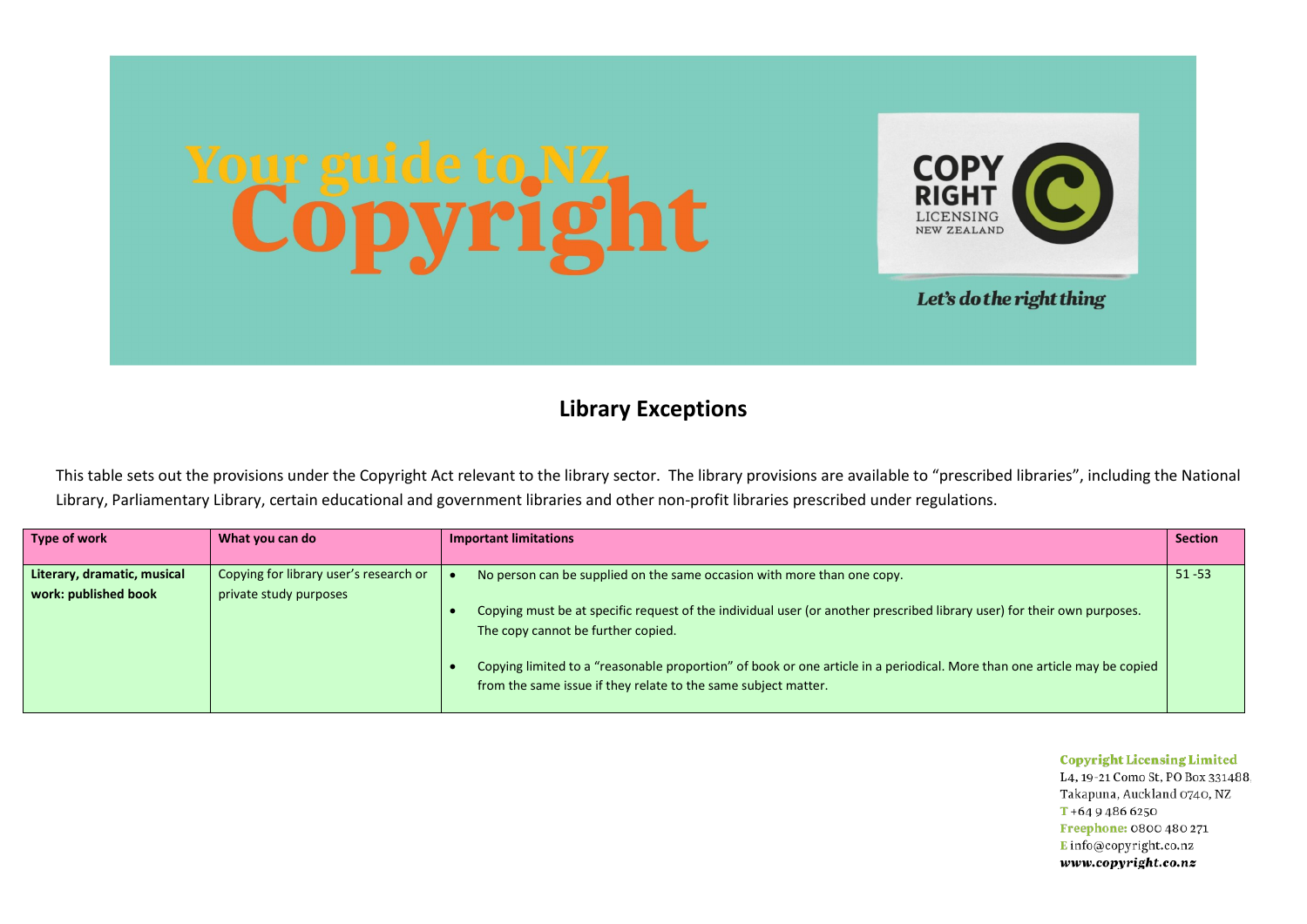# Your guide to NZ Copyright

COPY RIGHT LICENSING NEW ZEALAND

*Let's do the right thing*

## Library Exceptions

This table sets out the provisions under the Copyright Act relevant to the library sector. The library provisions are available to "prescribed libraries", including the National Library, Parliamentary Library, certain educational and government libraries and other non-profit libraries prescribed under regulations.

| Type of work | What you can do | Important limitations | Section |
|---|---|---|---|
| **Literary, dramatic, musical work: published book** | Copying for library user's research or private study purposes | • No person can be supplied on the same occasion with more than one copy.<br>• Copying must be at specific request of the individual user (or another prescribed library user) for their own purposes. The copy cannot be further copied.<br>• Copying limited to a "reasonable proportion" of book or one article in a periodical. More than one article may be copied from the same issue if they relate to the same subject matter. | 51 -53 |

**Copyright Licensing Limited**
L4, 19-21 Como St, PO Box 331488
Takapuna, Auckland 0740, NZ
T +64 9 486 6250
Freephone: 0800 480 271
E info@copyright.co.nz
*www.copyright.co.nz*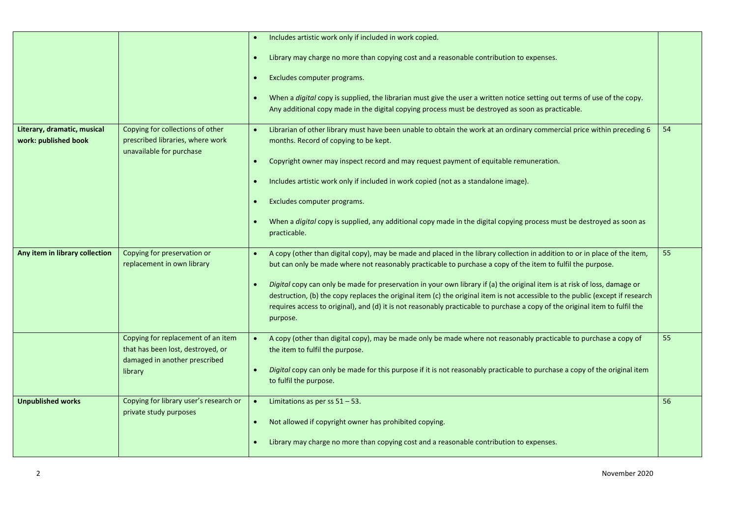| | | | |
|---|---|---|---|
| | | • Includes artistic work only if included in work copied.<br>• Library may charge no more than copying cost and a reasonable contribution to expenses.<br>• Excludes computer programs.<br>• When a *digital* copy is supplied, the librarian must give the user a written notice setting out terms of use of the copy. Any additional copy made in the digital copying process must be destroyed as soon as practicable. | |
| **Literary, dramatic, musical work: published book** | Copying for collections of other prescribed libraries, where work unavailable for purchase | • Librarian of other library must have been unable to obtain the work at an ordinary commercial price within preceding 6 months. Record of copying to be kept.<br>• Copyright owner may inspect record and may request payment of equitable remuneration.<br>• Includes artistic work only if included in work copied (not as a standalone image).<br>• Excludes computer programs.<br>• When a *digital* copy is supplied, any additional copy made in the digital copying process must be destroyed as soon as practicable. | 54 |
| **Any item in library collection** | Copying for preservation or replacement in own library | • A copy (other than digital copy), may be made and placed in the library collection in addition to or in place of the item, but can only be made where not reasonably practicable to purchase a copy of the item to fulfil the purpose.<br>• *Digital* copy can only be made for preservation in your own library if (a) the original item is at risk of loss, damage or destruction, (b) the copy replaces the original item (c) the original item is not accessible to the public (except if research requires access to original), and (d) it is not reasonably practicable to purchase a copy of the original item to fulfil the purpose. | 55 |
| | Copying for replacement of an item that has been lost, destroyed, or damaged in another prescribed library | • A copy (other than digital copy), may be made only be made where not reasonably practicable to purchase a copy of the item to fulfil the purpose.<br>• *Digital* copy can only be made for this purpose if it is not reasonably practicable to purchase a copy of the original item to fulfil the purpose. | 55 |
| **Unpublished works** | Copying for library user's research or private study purposes | • Limitations as per ss 51 – 53.<br>• Not allowed if copyright owner has prohibited copying.<br>• Library may charge no more than copying cost and a reasonable contribution to expenses. | 56 |

November 2020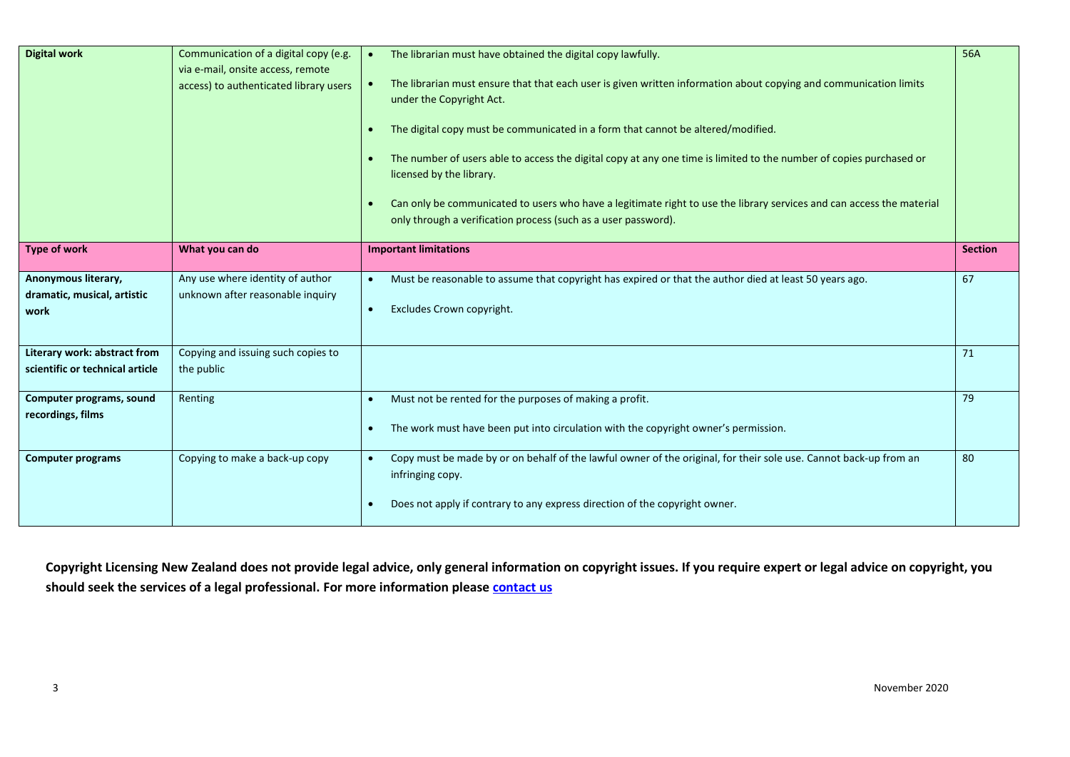| Type of work | What you can do | Important limitations | Section |
|---|---|---|---|
| **Digital work** | Communication of a digital copy (e.g. via e-mail, onsite access, remote access) to authenticated library users | • The librarian must have obtained the digital copy lawfully.<br>• The librarian must ensure that that each user is given written information about copying and communication limits under the Copyright Act.<br>• The digital copy must be communicated in a form that cannot be altered/modified.<br>• The number of users able to access the digital copy at any one time is limited to the number of copies purchased or licensed by the library.<br>• Can only be communicated to users who have a legitimate right to use the library services and can access the material only through a verification process (such as a user password). | 56A |
| **Type of work** | **What you can do** | **Important limitations** | **Section** |
| **Anonymous literary, dramatic, musical, artistic work** | Any use where identity of author unknown after reasonable inquiry | • Must be reasonable to assume that copyright has expired or that the author died at least 50 years ago.<br>• Excludes Crown copyright. | 67 |
| **Literary work: abstract from scientific or technical article** | Copying and issuing such copies to the public | | 71 |
| **Computer programs, sound recordings, films** | Renting | • Must not be rented for the purposes of making a profit.<br>• The work must have been put into circulation with the copyright owner's permission. | 79 |
| **Computer programs** | Copying to make a back-up copy | • Copy must be made by or on behalf of the lawful owner of the original, for their sole use. Cannot back-up from an infringing copy.<br>• Does not apply if contrary to any express direction of the copyright owner. | 80 |

**Copyright Licensing New Zealand does not provide legal advice, only general information on copyright issues. If you require expert or legal advice on copyright, you should seek the services of a legal professional. For more information please contact us**

November 2020